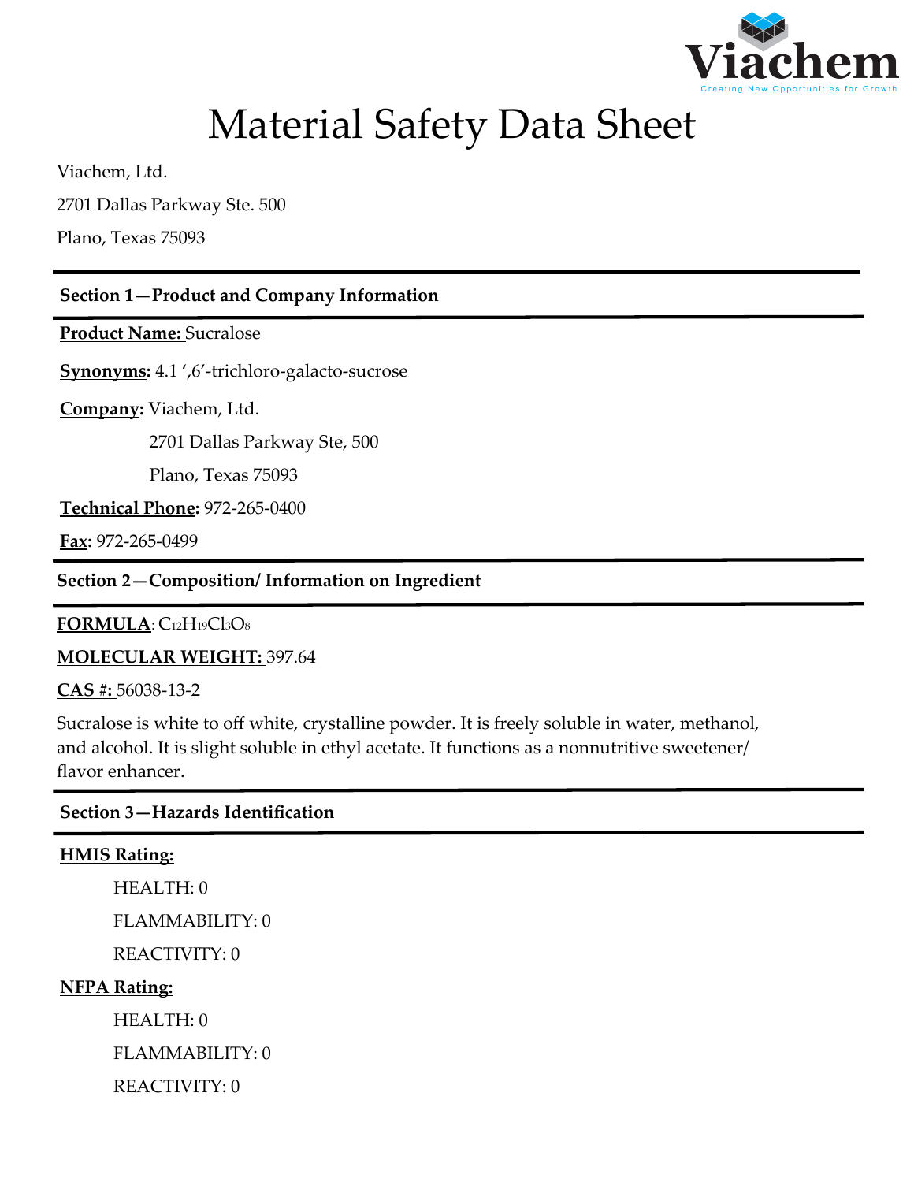Viachem

Creating New Opportunities for Growth

# Material Safety Data Sheet

Viachem, Ltd.

2701 Dallas Parkway Ste. 500

Plano, Texas 75093

## Section 1—Product and Company Information

**Product Name:** Sucralose

**Synonyms:** 4.1 ',6'-trichloro-galacto-sucrose

**Company:** Viachem, Ltd.

2701 Dallas Parkway Ste, 500

Plano, Texas 75093

**Technical Phone:** 972-265-0400

**Fax:** 972-265-0499

## Section 2—Composition/ Information on Ingredient

**FORMULA**: $C_{12}H_{19}Cl_3O_8$

**MOLECULAR WEIGHT:** 397.64

**CAS #:** 56038-13-2

Sucralose is white to off white, crystalline powder. It is freely soluble in water, methanol, and alcohol. It is slight soluble in ethyl acetate. It functions as a nonnutritive sweetener/ flavor enhancer.

## Section 3—Hazards Identification

**HMIS Rating:**

HEALTH: 0

FLAMMABILITY: 0

REACTIVITY: 0

**NFPA Rating:**

HEALTH: 0

FLAMMABILITY: 0

REACTIVITY: 0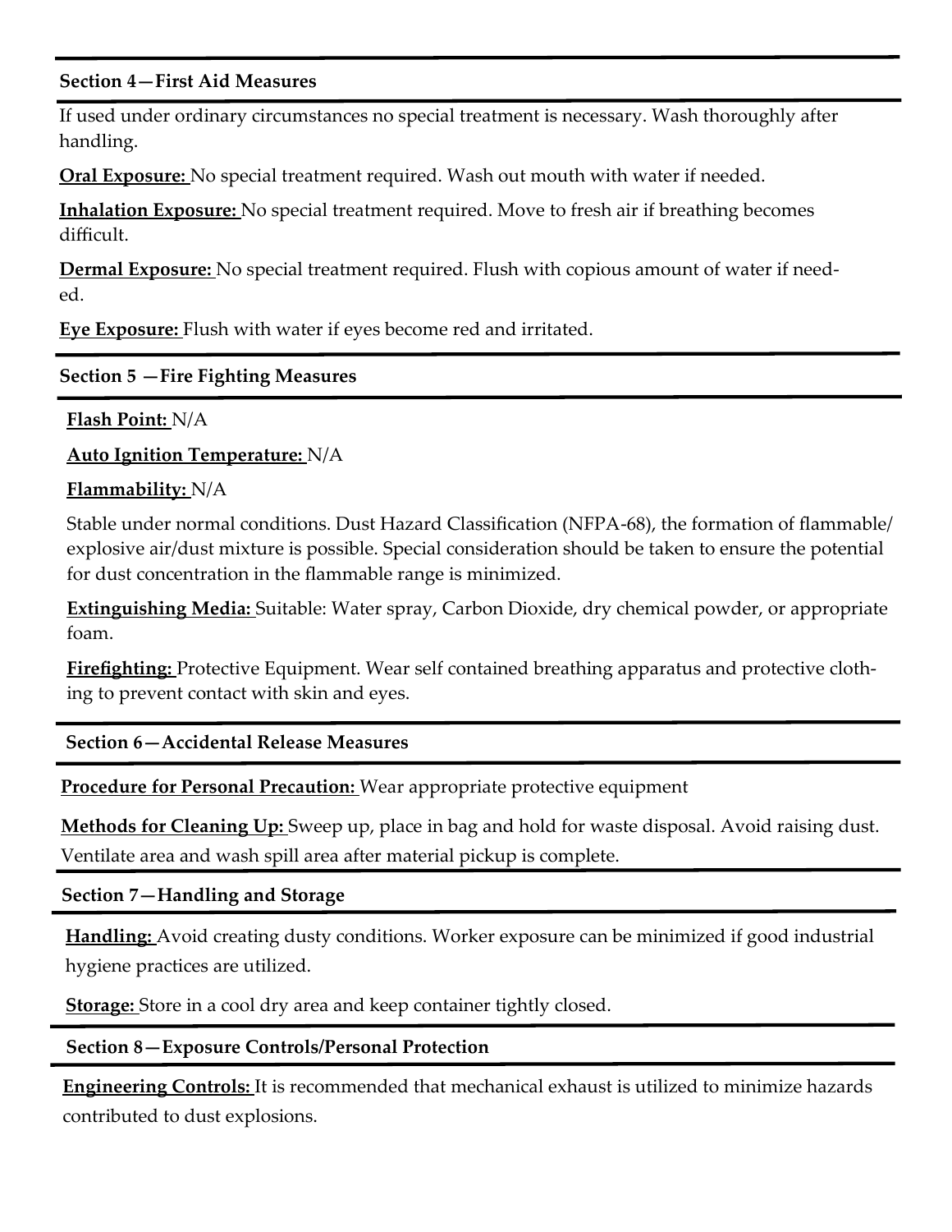## Section 4—First Aid Measures

If used under ordinary circumstances no special treatment is necessary. Wash thoroughly after handling.

**Oral Exposure:** No special treatment required. Wash out mouth with water if needed.

**Inhalation Exposure:** No special treatment required. Move to fresh air if breathing becomes difficult.

**Dermal Exposure:** No special treatment required. Flush with copious amount of water if needed.

**Eye Exposure:** Flush with water if eyes become red and irritated.

## Section 5 —Fire Fighting Measures

**Flash Point:** N/A

**Auto Ignition Temperature:** N/A

**Flammability:** N/A

Stable under normal conditions. Dust Hazard Classification (NFPA-68), the formation of flammable/ explosive air/dust mixture is possible. Special consideration should be taken to ensure the potential for dust concentration in the flammable range is minimized.

**Extinguishing Media:** Suitable: Water spray, Carbon Dioxide, dry chemical powder, or appropriate foam.

**Firefighting:** Protective Equipment. Wear self contained breathing apparatus and protective clothing to prevent contact with skin and eyes.

## Section 6—Accidental Release Measures

**Procedure for Personal Precaution:** Wear appropriate protective equipment

**Methods for Cleaning Up:** Sweep up, place in bag and hold for waste disposal. Avoid raising dust. Ventilate area and wash spill area after material pickup is complete.

## Section 7—Handling and Storage

**Handling:** Avoid creating dusty conditions. Worker exposure can be minimized if good industrial hygiene practices are utilized.

**Storage:** Store in a cool dry area and keep container tightly closed.

## Section 8—Exposure Controls/Personal Protection

**Engineering Controls:** It is recommended that mechanical exhaust is utilized to minimize hazards contributed to dust explosions.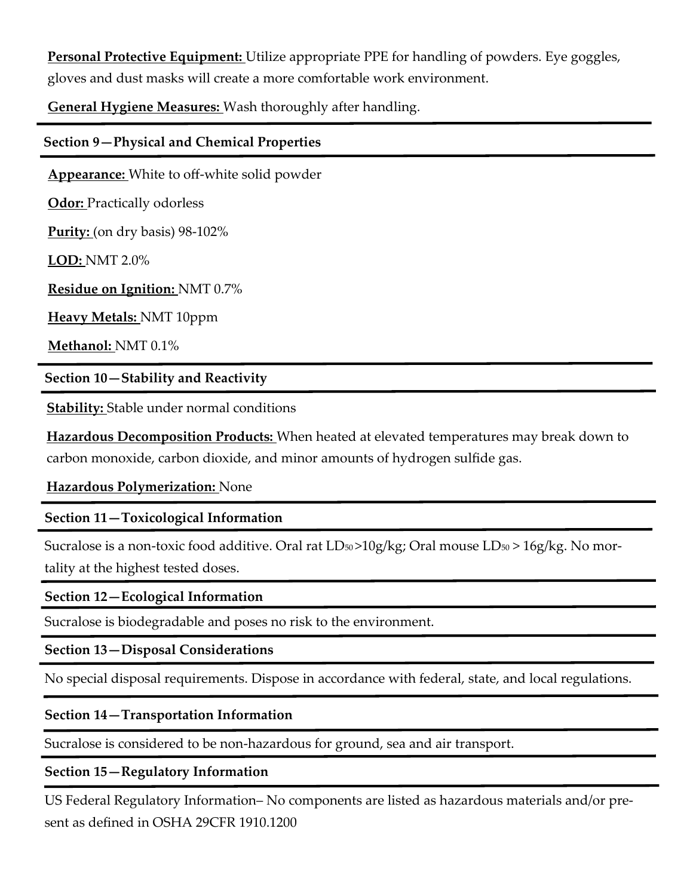**Personal Protective Equipment:** Utilize appropriate PPE for handling of powders. Eye goggles, gloves and dust masks will create a more comfortable work environment.

**General Hygiene Measures:** Wash thoroughly after handling.

## Section 9—Physical and Chemical Properties

**Appearance:** White to off-white solid powder

**Odor:** Practically odorless

**Purity:** (on dry basis) 98-102%

**LOD:** NMT 2.0%

**Residue on Ignition:** NMT 0.7%

**Heavy Metals:** NMT 10ppm

**Methanol:** NMT 0.1%

## Section 10—Stability and Reactivity

**Stability:** Stable under normal conditions

**Hazardous Decomposition Products:** When heated at elevated temperatures may break down to carbon monoxide, carbon dioxide, and minor amounts of hydrogen sulfide gas.

**Hazardous Polymerization:** None

## Section 11—Toxicological Information

Sucralose is a non-toxic food additive. Oral rat $LD_{50}$ >10g/kg; Oral mouse $LD_{50}$ > 16g/kg. No mortality at the highest tested doses.

## Section 12—Ecological Information

Sucralose is biodegradable and poses no risk to the environment.

## Section 13—Disposal Considerations

No special disposal requirements. Dispose in accordance with federal, state, and local regulations.

## Section 14—Transportation Information

Sucralose is considered to be non-hazardous for ground, sea and air transport.

## Section 15—Regulatory Information

US Federal Regulatory Information– No components are listed as hazardous materials and/or present as defined in OSHA 29CFR 1910.1200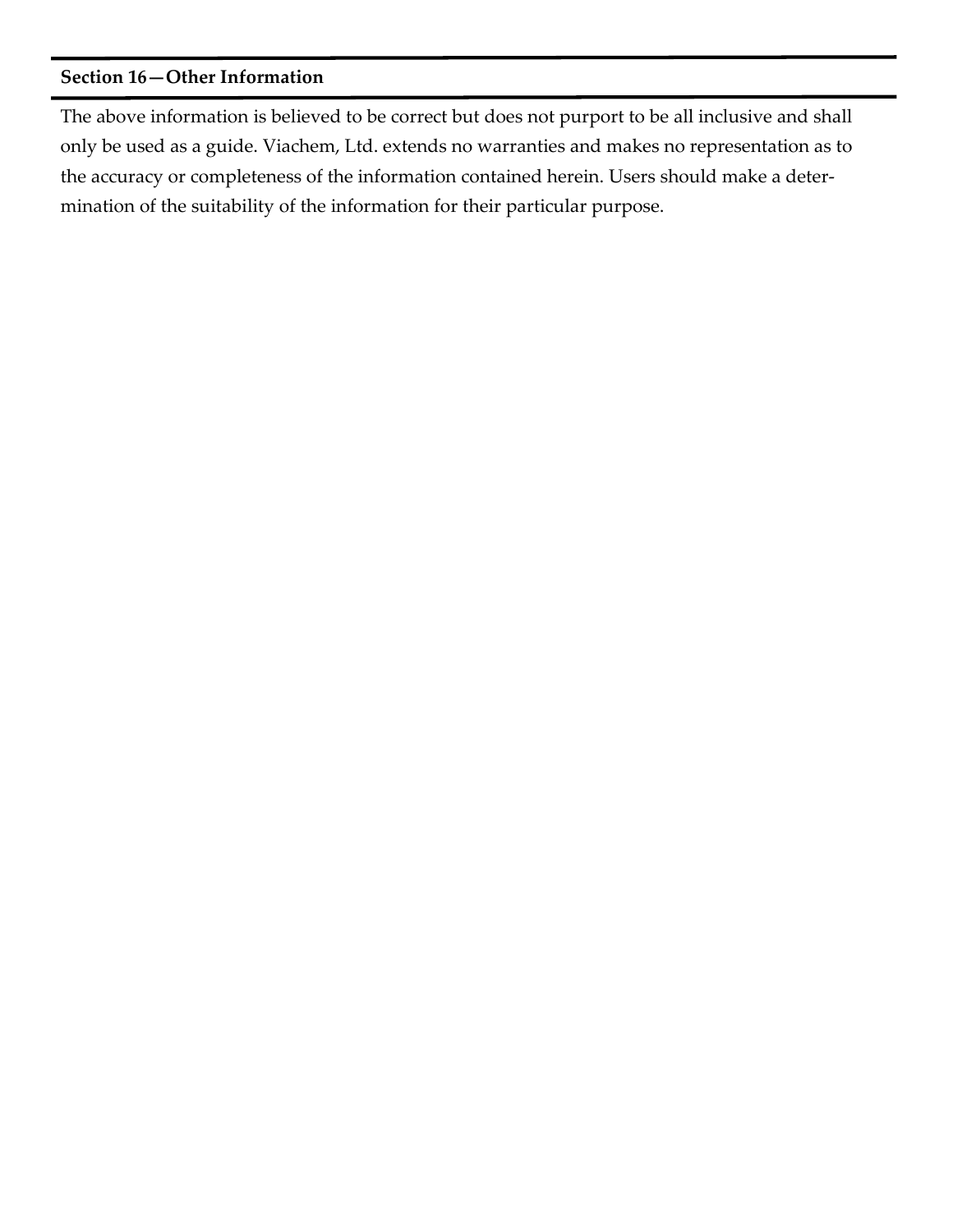## Section 16—Other Information

The above information is believed to be correct but does not purport to be all inclusive and shall only be used as a guide. Viachem, Ltd. extends no warranties and makes no representation as to the accuracy or completeness of the information contained herein. Users should make a determination of the suitability of the information for their particular purpose.